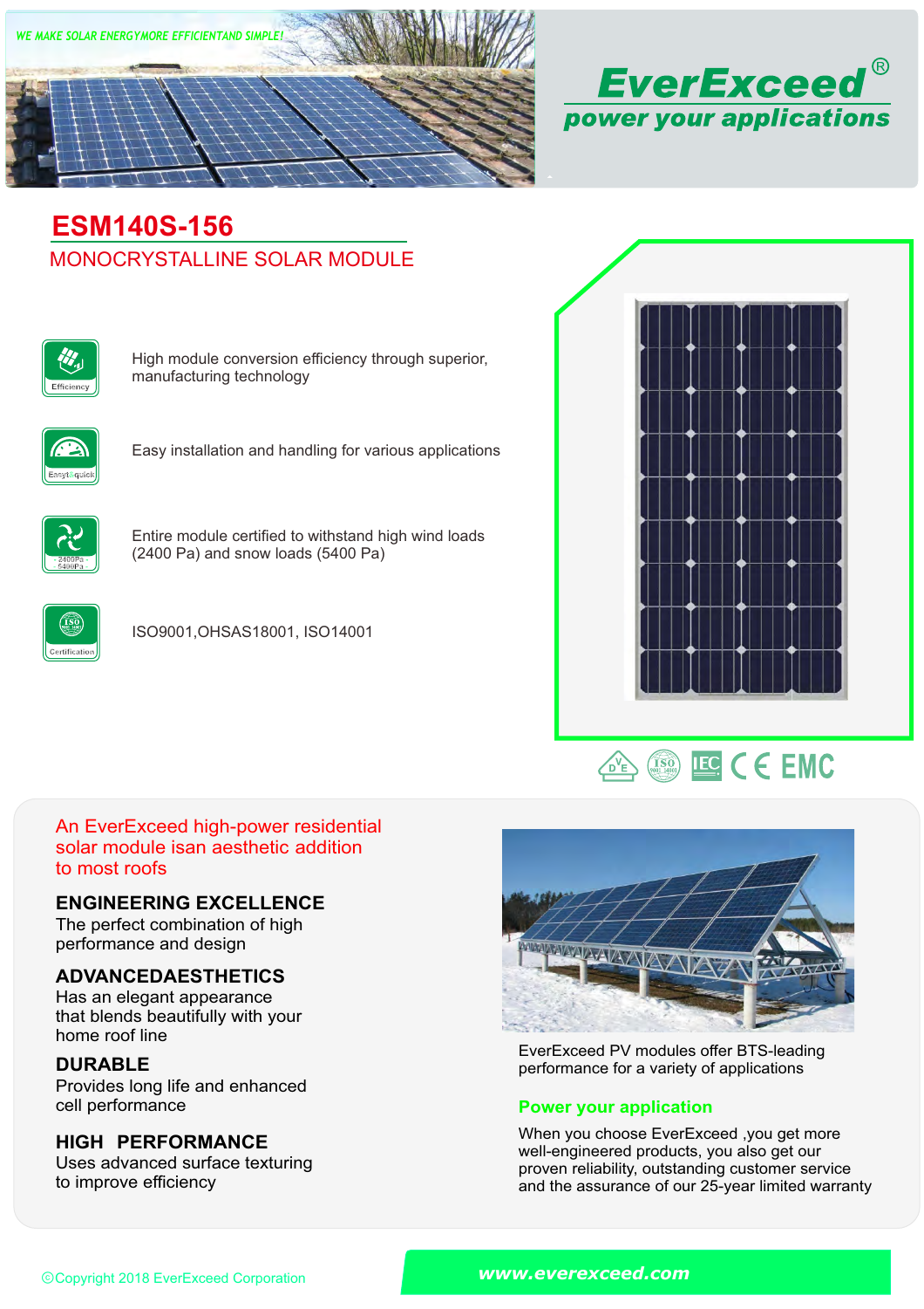WE MAKE SOLAR ENERGYMORE EFFICIENTAND SIMPLE!

**EverExceed®**
*power your applications*

# ESM140S-156

## MONOCRYSTALLINE SOLAR MODULE

- **Efficiency**: High module conversion efficiency through superior, manufacturing technology
- **Easy&quick**: Easy installation and handling for various applications
- **2400Pa - 5400Pa**: Entire module certified to withstand high wind loads (2400 Pa) and snow loads (5400 Pa)
- **Certification**: ISO9001,OHSAS18001, ISO14001

DVE ISO IEC CE EMC

An EverExceed high-power residential solar module isan aesthetic addition to most roofs

### ENGINEERING EXCELLENCE

The perfect combination of high performance and design

### ADVANCEDAESTHETICS

Has an elegant appearance that blends beautifully with your home roof line

### DURABLE

Provides long life and enhanced cell performance

### HIGH PERFORMANCE

Uses advanced surface texturing to improve efficiency

EverExceed PV modules offer BTS-leading performance for a variety of applications

### Power your application

When you choose EverExceed ,you get more well-engineered products, you also get our proven reliability, outstanding customer service and the assurance of our 25-year limited warranty

©Copyright 2018 EverExceed Corporation

www.everexceed.com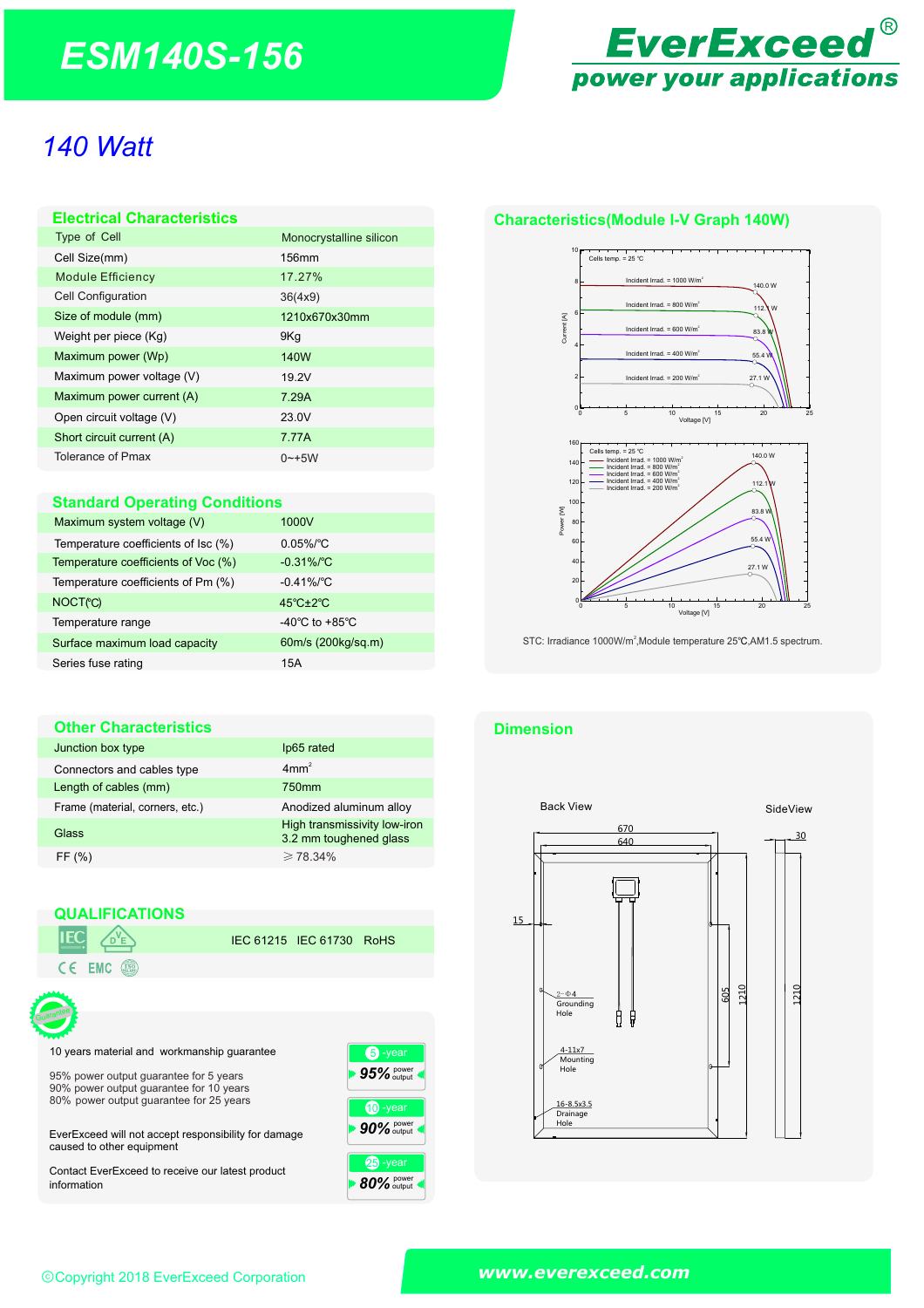# ESM140S-156

**EverExceed®**
**power your applications**

## 140 Watt

## Electrical Characteristics

| | |
|---|---|
| Type of Cell | Monocrystalline silicon |
| Cell Size(mm) | 156mm |
| Module Efficiency | 17.27% |
| Cell Configuration | 36(4x9) |
| Size of module (mm) | 1210x670x30mm |
| Weight per piece (Kg) | 9Kg |
| Maximum power (Wp) | 140W |
| Maximum power voltage (V) | 19.2V |
| Maximum power current (A) | 7.29A |
| Open circuit voltage (V) | 23.0V |
| Short circuit current (A) | 7.77A |
| Tolerance of Pmax | 0~+5W |

## Standard Operating Conditions

| | |
|---|---|
| Maximum system voltage (V) | 1000V |
| Temperature coefficients of Isc (%) | 0.05%/℃ |
| Temperature coefficients of Voc (%) | -0.31%/℃ |
| Temperature coefficients of Pm (%) | -0.41%/℃ |
| NOCT(℃) | 45℃±2℃ |
| Temperature range | -40℃ to +85℃ |
| Surface maximum load capacity | 60m/s (200kg/sq.m) |
| Series fuse rating | 15A |

## Characteristics(Module I-V Graph 140W)

Cells temp. = 25 ℃
Incident Irrad. = 1000 W/m² 140.0 W
Incident Irrad. = 800 W/m² 112.1 W
Incident Irrad. = 600 W/m² 83.8 W
Incident Irrad. = 400 W/m² 55.4 W
Incident Irrad. = 200 W/m² 27.1 W
Current [A]
Voltage [V]

Cells temp. = 25 ℃
Incident Irrad. = 1000 W/m²
Incident Irrad. = 800 W/m²
Incident Irrad. = 600 W/m²
Incident Irrad. = 400 W/m²
Incident Irrad. = 200 W/m²
140.0 W
112.1 W
83.8 W
55.4 W
27.1 W
Power [W]
Voltage [V]

STC: Irradiance 1000W/m², Module temperature 25℃, AM1.5 spectrum.

## Other Characteristics

| | |
|---|---|
| Junction box type | Ip65 rated |
| Connectors and cables type | 4mm² |
| Length of cables (mm) | 750mm |
| Frame (material, corners, etc.) | Anodized aluminum alloy |
| Glass | High transmissivity low-iron 3.2 mm toughened glass |
| FF (%) | ≥78.34% |

## QUALIFICATIONS

IEC 61215 IEC 61730 RoHS

CE EMC

## Dimension

Back View

SideView

670
640
30
15
605
1210
1210
2-Φ4 Grounding Hole
4-11x7 Mounting Hole
16-8.5x3.5 Drainage Hole

Guarantee

10 years material and workmanship guarantee

95% power output guarantee for 5 years
90% power output guarantee for 10 years
80% power output guarantee for 25 years

EverExceed will not accept responsibility for damage caused to other equipment

Contact EverExceed to receive our latest product information

5-year 95% power output
10-year 90% power output
25-year 80% power output

©Copyright 2018 EverExceed Corporation

www.everexceed.com